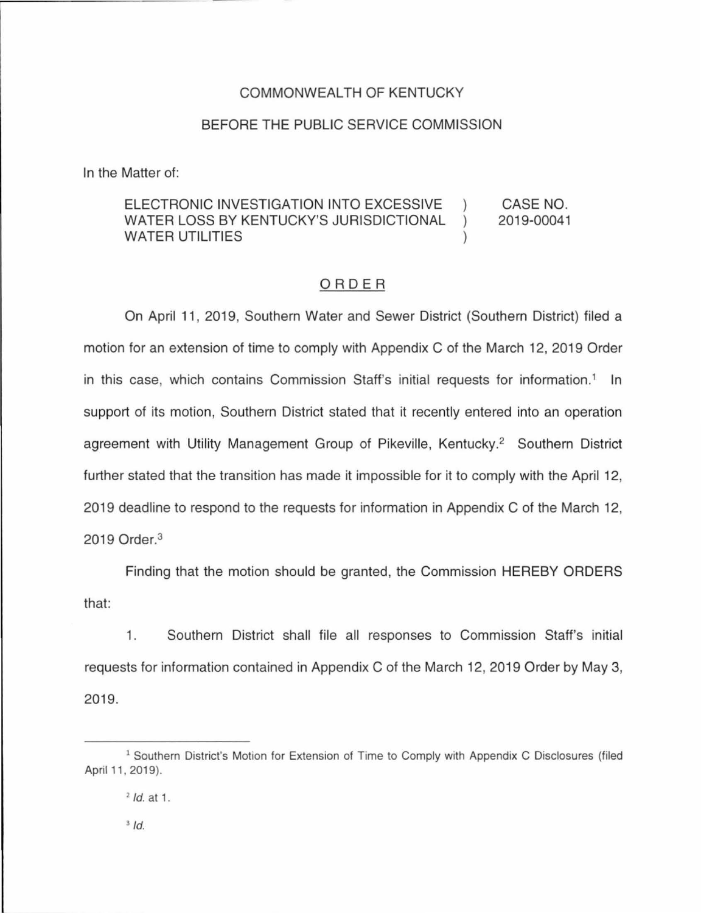COMMONWEALTH OF KENTUCKY

BEFORE THE PUBLIC SERVICE COMMISSION

In the Matter of:

| | | |
|---|---|---|
| ELECTRONIC INVESTIGATION INTO EXCESSIVE WATER LOSS BY KENTUCKY'S JURISDICTIONAL WATER UTILITIES | ) ) ) | CASE NO. 2019-00041 |

# ORDER

On April 11, 2019, Southern Water and Sewer District (Southern District) filed a motion for an extension of time to comply with Appendix C of the March 12, 2019 Order in this case, which contains Commission Staff's initial requests for information.[1] In support of its motion, Southern District stated that it recently entered into an operation agreement with Utility Management Group of Pikeville, Kentucky.[2] Southern District further stated that the transition has made it impossible for it to comply with the April 12, 2019 deadline to respond to the requests for information in Appendix C of the March 12, 2019 Order.[3]

Finding that the motion should be granted, the Commission HEREBY ORDERS that:

1. Southern District shall file all responses to Commission Staff's initial requests for information contained in Appendix C of the March 12, 2019 Order by May 3, 2019.

---

[1] Southern District's Motion for Extension of Time to Comply with Appendix C Disclosures (filed April 11, 2019).

[2] *Id.* at 1.

[3] *Id.*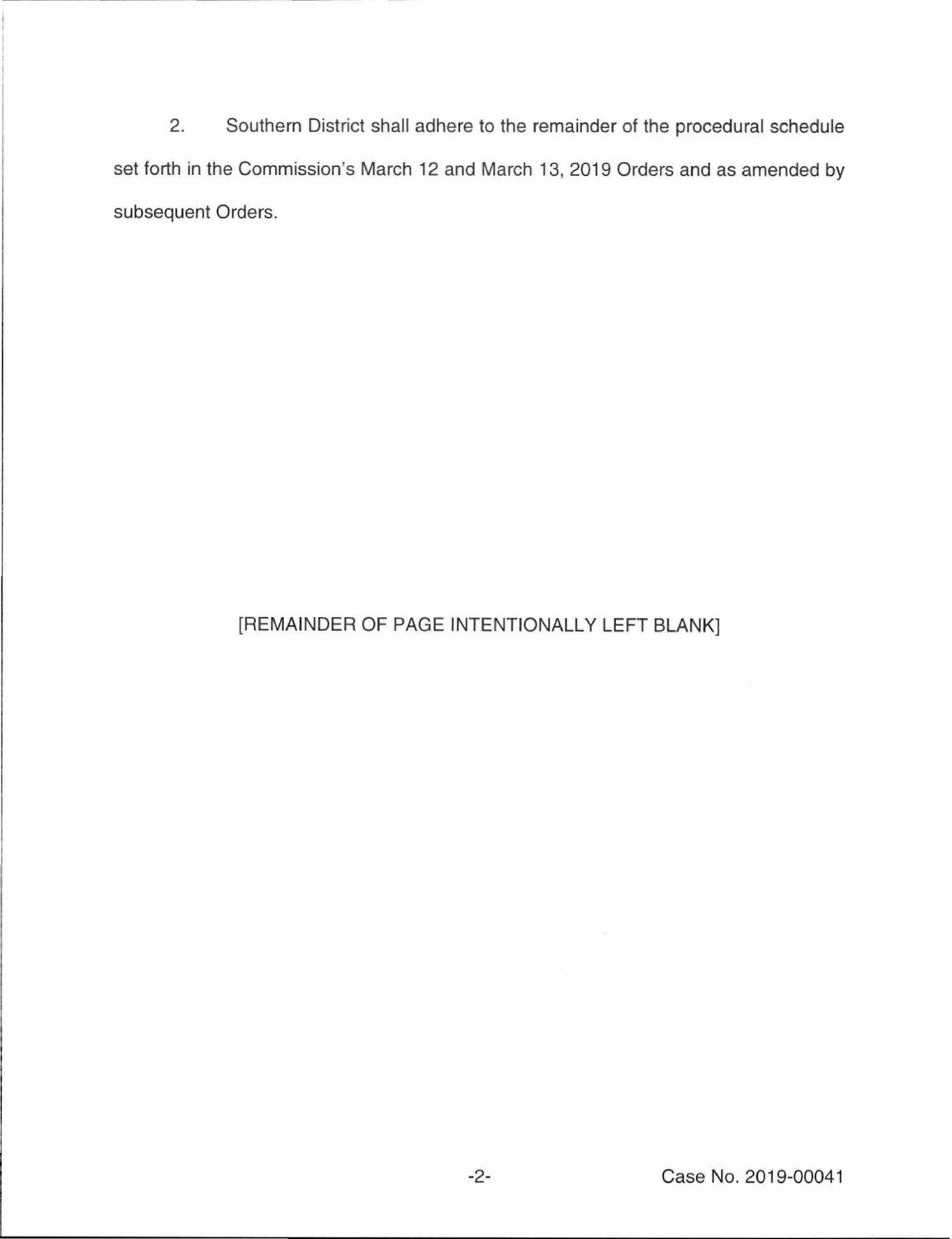2. Southern District shall adhere to the remainder of the procedural schedule set forth in the Commission's March 12 and March 13, 2019 Orders and as amended by subsequent Orders.

[REMAINDER OF PAGE INTENTIONALLY LEFT BLANK]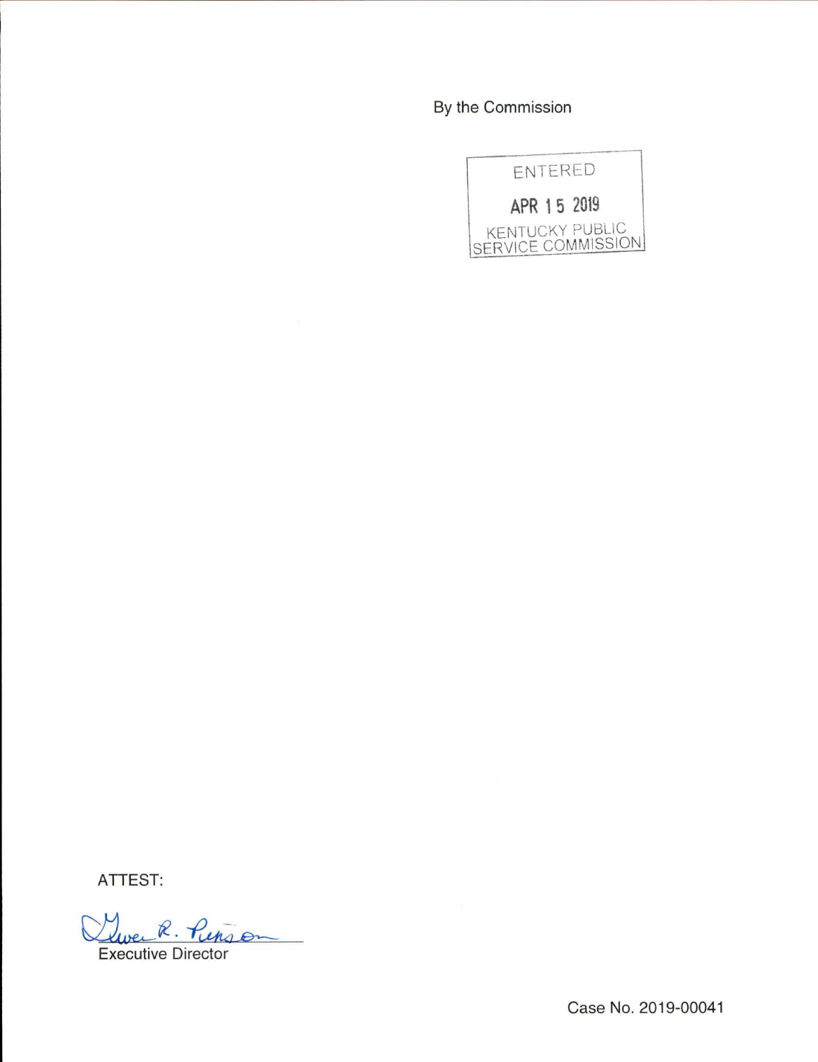By the Commission

ENTERED

APR 15 2019

KENTUCKY PUBLIC SERVICE COMMISSION

ATTEST:

Gwen R. Pinson

Executive Director

Case No. 2019-00041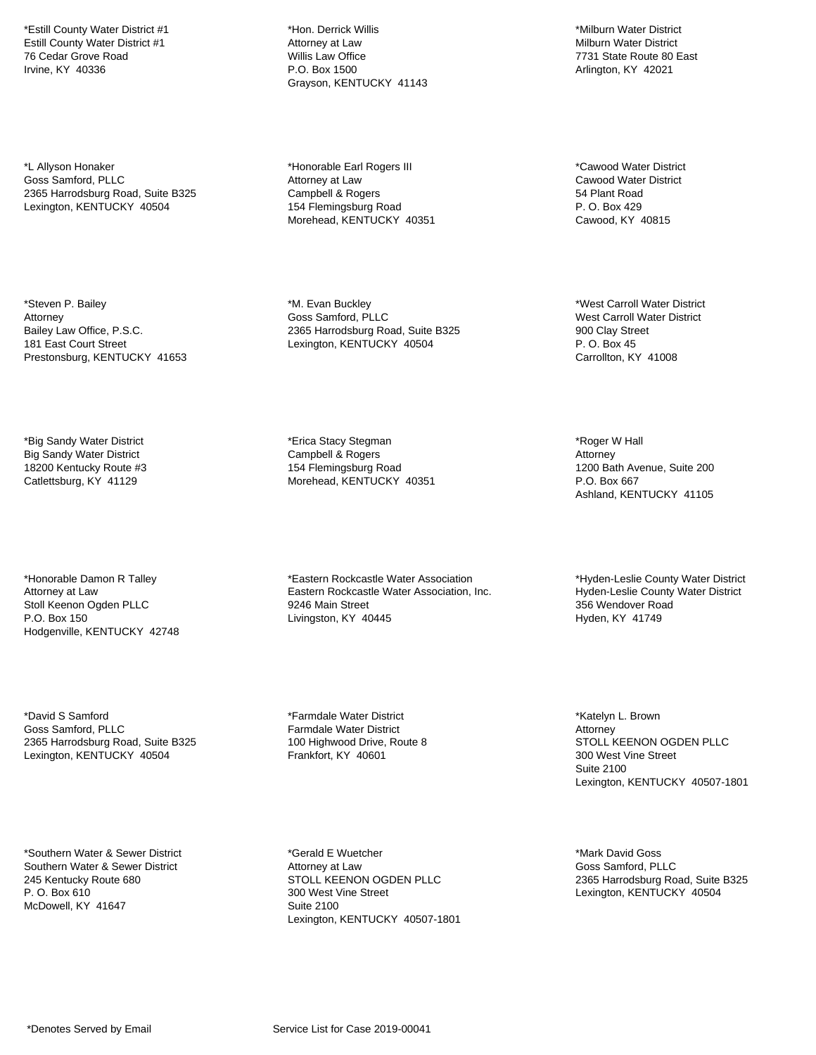*Estill County Water District #1
Estill County Water District #1
76 Cedar Grove Road
Irvine, KY 40336

*Hon. Derrick Willis
Attorney at Law
Willis Law Office
P.O. Box 1500
Grayson, KENTUCKY 41143

*Milburn Water District
Milburn Water District
7731 State Route 80 East
Arlington, KY 42021

*L Allyson Honaker
Goss Samford, PLLC
2365 Harrodsburg Road, Suite B325
Lexington, KENTUCKY 40504

*Honorable Earl Rogers III
Attorney at Law
Campbell & Rogers
154 Flemingsburg Road
Morehead, KENTUCKY 40351

*Cawood Water District
Cawood Water District
54 Plant Road
P. O. Box 429
Cawood, KY 40815

*Steven P. Bailey
Attorney
Bailey Law Office, P.S.C.
181 East Court Street
Prestonsburg, KENTUCKY 41653

*M. Evan Buckley
Goss Samford, PLLC
2365 Harrodsburg Road, Suite B325
Lexington, KENTUCKY 40504

*West Carroll Water District
West Carroll Water District
900 Clay Street
P. O. Box 45
Carrollton, KY 41008

*Big Sandy Water District
Big Sandy Water District
18200 Kentucky Route #3
Catlettsburg, KY 41129

*Erica Stacy Stegman
Campbell & Rogers
154 Flemingsburg Road
Morehead, KENTUCKY 40351

*Roger W Hall
Attorney
1200 Bath Avenue, Suite 200
P.O. Box 667
Ashland, KENTUCKY 41105

*Honorable Damon R Talley
Attorney at Law
Stoll Keenon Ogden PLLC
P.O. Box 150
Hodgenville, KENTUCKY 42748

*Eastern Rockcastle Water Association
Eastern Rockcastle Water Association, Inc.
9246 Main Street
Livingston, KY 40445

*Hyden-Leslie County Water District
Hyden-Leslie County Water District
356 Wendover Road
Hyden, KY 41749

*David S Samford
Goss Samford, PLLC
2365 Harrodsburg Road, Suite B325
Lexington, KENTUCKY 40504

*Farmdale Water District
Farmdale Water District
100 Highwood Drive, Route 8
Frankfort, KY 40601

*Katelyn L. Brown
Attorney
STOLL KEENON OGDEN PLLC
300 West Vine Street
Suite 2100
Lexington, KENTUCKY 40507-1801

*Southern Water & Sewer District
Southern Water & Sewer District
245 Kentucky Route 680
P. O. Box 610
McDowell, KY 41647

*Gerald E Wuetcher
Attorney at Law
STOLL KEENON OGDEN PLLC
300 West Vine Street
Suite 2100
Lexington, KENTUCKY 40507-1801

*Mark David Goss
Goss Samford, PLLC
2365 Harrodsburg Road, Suite B325
Lexington, KENTUCKY 40504

*Denotes Served by Email

Service List for Case 2019-00041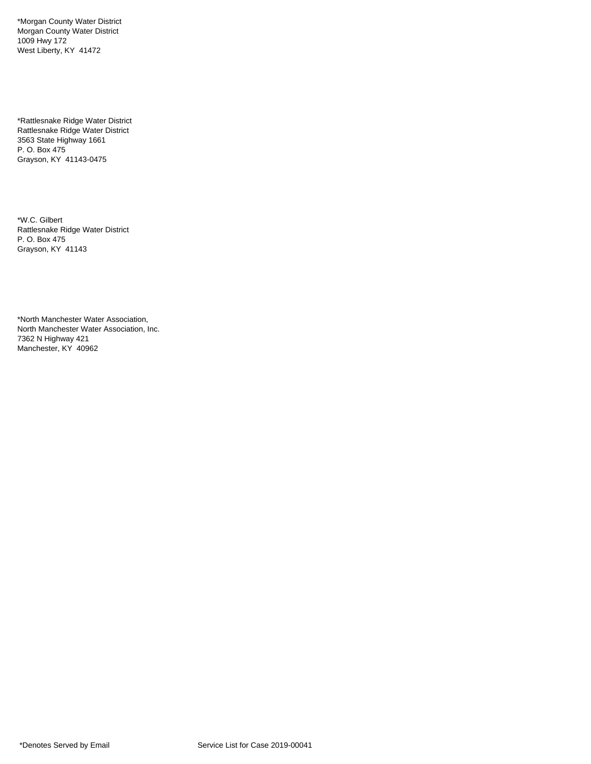*Morgan County Water District
Morgan County Water District
1009 Hwy 172
West Liberty, KY  41472

*Rattlesnake Ridge Water District
Rattlesnake Ridge Water District
3563 State Highway 1661
P. O. Box 475
Grayson, KY  41143-0475

*W.C. Gilbert
Rattlesnake Ridge Water District
P. O. Box 475
Grayson, KY  41143

*North Manchester Water Association,
North Manchester Water Association, Inc.
7362 N Highway 421
Manchester, KY  40962

*Denotes Served by Email

Service List for Case 2019-00041